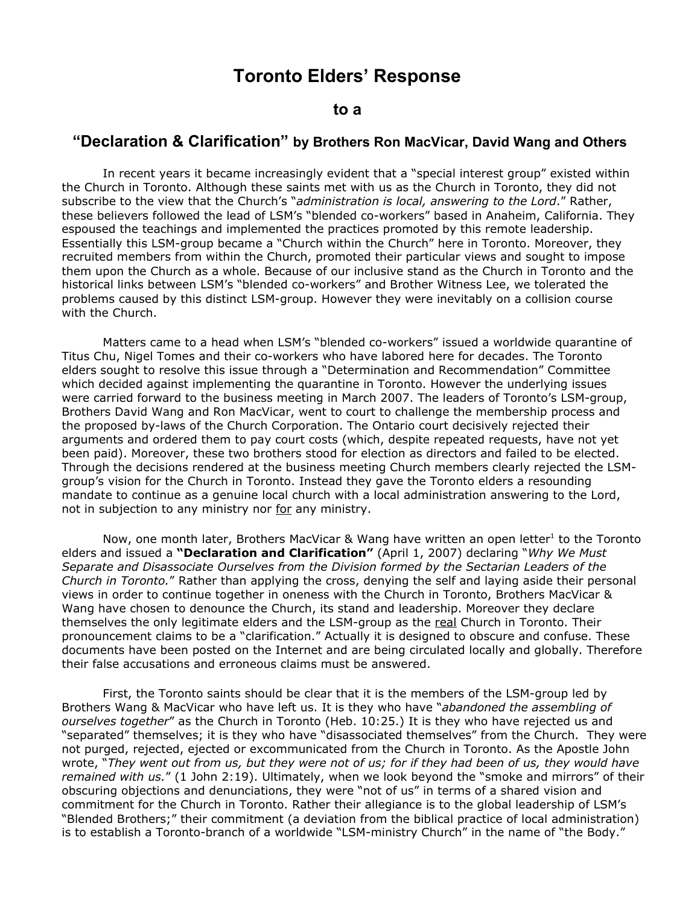# Toronto Elders' Response

## to a

## "Declaration & Clarification" by Brothers Ron MacVicar, David Wang and Others

In recent years it became increasingly evident that a "special interest group" existed within the Church in Toronto. Although these saints met with us as the Church in Toronto, they did not subscribe to the view that the Church's "*administration is local, answering to the Lord*." Rather, these believers followed the lead of LSM's "blended co-workers" based in Anaheim, California. They espoused the teachings and implemented the practices promoted by this remote leadership. Essentially this LSM-group became a "Church within the Church" here in Toronto. Moreover, they recruited members from within the Church, promoted their particular views and sought to impose them upon the Church as a whole. Because of our inclusive stand as the Church in Toronto and the historical links between LSM's "blended co-workers" and Brother Witness Lee, we tolerated the problems caused by this distinct LSM-group. However they were inevitably on a collision course with the Church.

Matters came to a head when LSM's "blended co-workers" issued a worldwide quarantine of Titus Chu, Nigel Tomes and their co-workers who have labored here for decades. The Toronto elders sought to resolve this issue through a "Determination and Recommendation" Committee which decided against implementing the quarantine in Toronto. However the underlying issues were carried forward to the business meeting in March 2007. The leaders of Toronto's LSM-group, Brothers David Wang and Ron MacVicar, went to court to challenge the membership process and the proposed by-laws of the Church Corporation. The Ontario court decisively rejected their arguments and ordered them to pay court costs (which, despite repeated requests, have not yet been paid). Moreover, these two brothers stood for election as directors and failed to be elected. Through the decisions rendered at the business meeting Church members clearly rejected the LSM-group's vision for the Church in Toronto. Instead they gave the Toronto elders a resounding mandate to continue as a genuine local church with a local administration answering to the Lord, not in subjection to any ministry nor <u>for</u> any ministry.

Now, one month later, Brothers MacVicar & Wang have written an open letter[1] to the Toronto elders and issued a **"Declaration and Clarification"** (April 1, 2007) declaring "*Why We Must Separate and Disassociate Ourselves from the Division formed by the Sectarian Leaders of the Church in Toronto.*" Rather than applying the cross, denying the self and laying aside their personal views in order to continue together in oneness with the Church in Toronto, Brothers MacVicar & Wang have chosen to denounce the Church, its stand and leadership. Moreover they declare themselves the only legitimate elders and the LSM-group as the <u>real</u> Church in Toronto. Their pronouncement claims to be a "clarification." Actually it is designed to obscure and confuse. These documents have been posted on the Internet and are being circulated locally and globally. Therefore their false accusations and erroneous claims must be answered.

First, the Toronto saints should be clear that it is the members of the LSM-group led by Brothers Wang & MacVicar who have left us. It is they who have "*abandoned the assembling of ourselves together*" as the Church in Toronto (Heb. 10:25.) It is they who have rejected us and "separated" themselves; it is they who have "disassociated themselves" from the Church. They were not purged, rejected, ejected or excommunicated from the Church in Toronto. As the Apostle John wrote, "*They went out from us, but they were not of us; for if they had been of us, they would have remained with us.*" (1 John 2:19). Ultimately, when we look beyond the "smoke and mirrors" of their obscuring objections and denunciations, they were "not of us" in terms of a shared vision and commitment for the Church in Toronto. Rather their allegiance is to the global leadership of LSM's "Blended Brothers;" their commitment (a deviation from the biblical practice of local administration) is to establish a Toronto-branch of a worldwide "LSM-ministry Church" in the name of "the Body."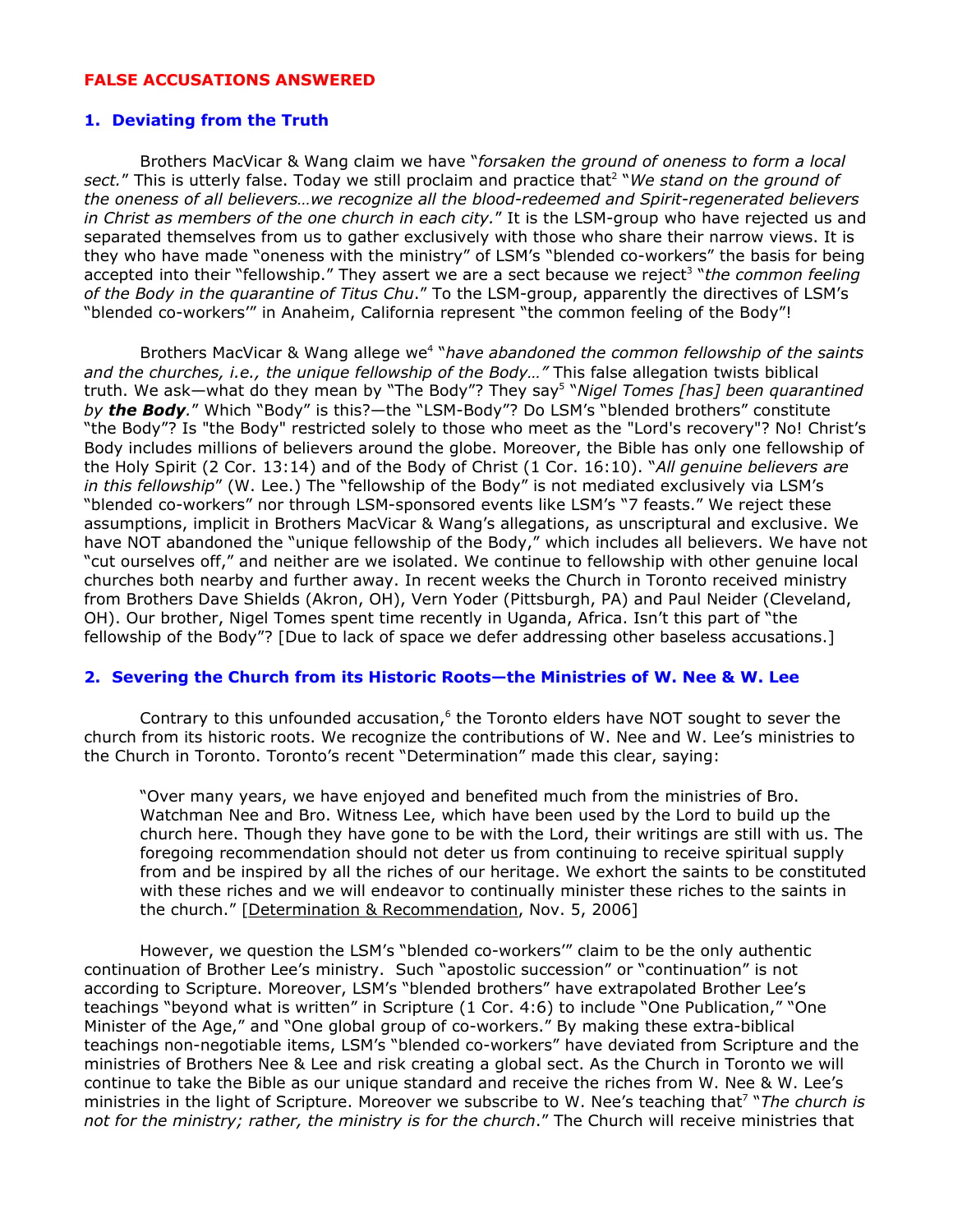# FALSE ACCUSATIONS ANSWERED

## 1. Deviating from the Truth

Brothers MacVicar & Wang claim we have "*forsaken the ground of oneness to form a local sect.*" This is utterly false. Today we still proclaim and practice that[2] "*We stand on the ground of the oneness of all believers…we recognize all the blood-redeemed and Spirit-regenerated believers in Christ as members of the one church in each city.*" It is the LSM-group who have rejected us and separated themselves from us to gather exclusively with those who share their narrow views. It is they who have made "oneness with the ministry" of LSM's "blended co-workers" the basis for being accepted into their "fellowship." They assert we are a sect because we reject[3] "*the common feeling of the Body in the quarantine of Titus Chu*." To the LSM-group, apparently the directives of LSM's "blended co-workers'" in Anaheim, California represent "the common feeling of the Body"!

Brothers MacVicar & Wang allege we[4] "*have abandoned the common fellowship of the saints and the churches, i.e., the unique fellowship of the Body…"* This false allegation twists biblical truth. We ask—what do they mean by "The Body"? They say[5] "*Nigel Tomes [has] been quarantined by **the Body**.*" Which "Body" is this?—the "LSM-Body"? Do LSM's "blended brothers" constitute "the Body"? Is "the Body" restricted solely to those who meet as the "Lord's recovery"? No! Christ's Body includes millions of believers around the globe. Moreover, the Bible has only one fellowship of the Holy Spirit (2 Cor. 13:14) and of the Body of Christ (1 Cor. 16:10). "*All genuine believers are in this fellowship*" (W. Lee.) The "fellowship of the Body" is not mediated exclusively via LSM's "blended co-workers" nor through LSM-sponsored events like LSM's "7 feasts." We reject these assumptions, implicit in Brothers MacVicar & Wang's allegations, as unscriptural and exclusive. We have NOT abandoned the "unique fellowship of the Body," which includes all believers. We have not "cut ourselves off," and neither are we isolated. We continue to fellowship with other genuine local churches both nearby and further away. In recent weeks the Church in Toronto received ministry from Brothers Dave Shields (Akron, OH), Vern Yoder (Pittsburgh, PA) and Paul Neider (Cleveland, OH). Our brother, Nigel Tomes spent time recently in Uganda, Africa. Isn't this part of "the fellowship of the Body"? [Due to lack of space we defer addressing other baseless accusations.]

## 2. Severing the Church from its Historic Roots—the Ministries of W. Nee & W. Lee

Contrary to this unfounded accusation,[6] the Toronto elders have NOT sought to sever the church from its historic roots. We recognize the contributions of W. Nee and W. Lee's ministries to the Church in Toronto. Toronto's recent "Determination" made this clear, saying:

> "Over many years, we have enjoyed and benefited much from the ministries of Bro. Watchman Nee and Bro. Witness Lee, which have been used by the Lord to build up the church here. Though they have gone to be with the Lord, their writings are still with us. The foregoing recommendation should not deter us from continuing to receive spiritual supply from and be inspired by all the riches of our heritage. We exhort the saints to be constituted with these riches and we will endeavor to continually minister these riches to the saints in the church." [Determination & Recommendation, Nov. 5, 2006]

However, we question the LSM's "blended co-workers'" claim to be the only authentic continuation of Brother Lee's ministry. Such "apostolic succession" or "continuation" is not according to Scripture. Moreover, LSM's "blended brothers" have extrapolated Brother Lee's teachings "beyond what is written" in Scripture (1 Cor. 4:6) to include "One Publication," "One Minister of the Age," and "One global group of co-workers." By making these extra-biblical teachings non-negotiable items, LSM's "blended co-workers" have deviated from Scripture and the ministries of Brothers Nee & Lee and risk creating a global sect. As the Church in Toronto we will continue to take the Bible as our unique standard and receive the riches from W. Nee & W. Lee's ministries in the light of Scripture. Moreover we subscribe to W. Nee's teaching that[7] "*The church is not for the ministry; rather, the ministry is for the church*." The Church will receive ministries that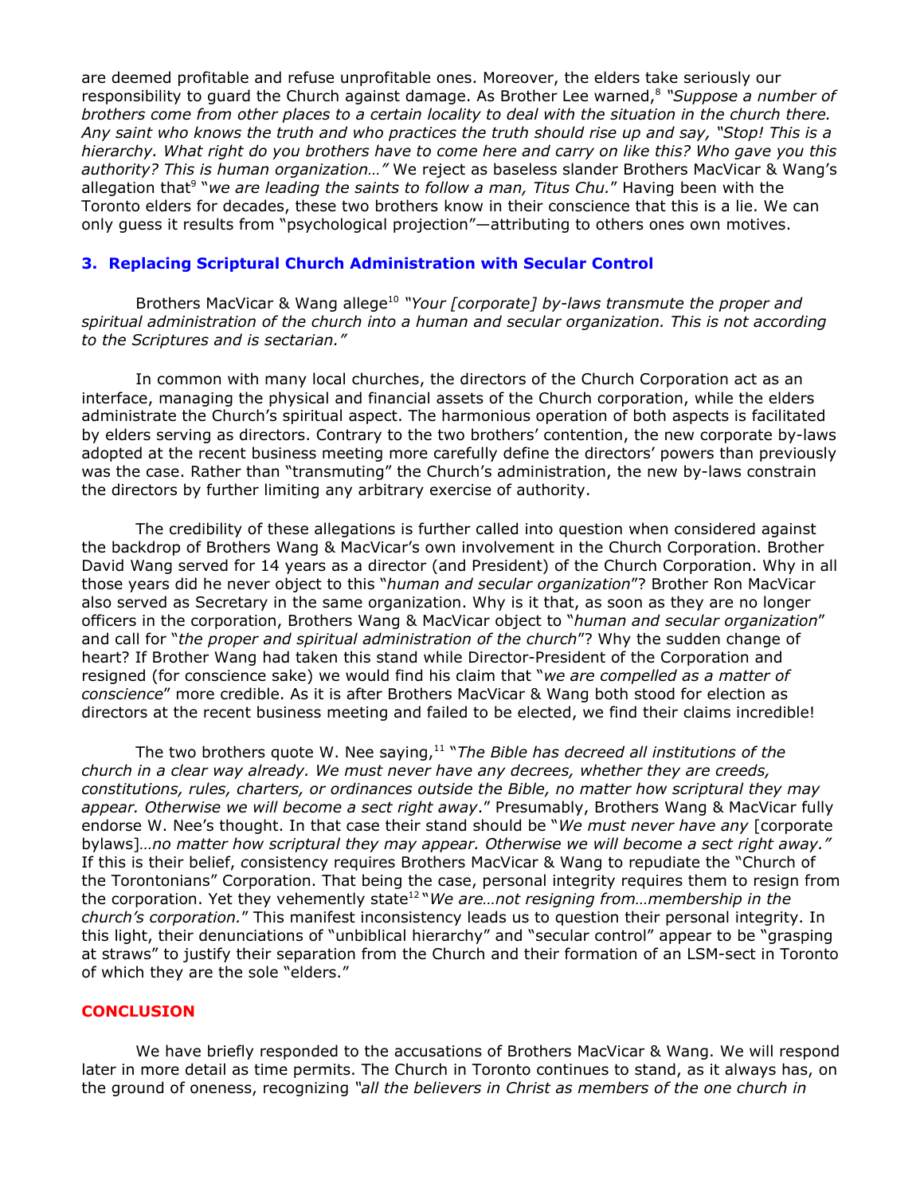are deemed profitable and refuse unprofitable ones. Moreover, the elders take seriously our responsibility to guard the Church against damage. As Brother Lee warned,[8] *"Suppose a number of brothers come from other places to a certain locality to deal with the situation in the church there. Any saint who knows the truth and who practices the truth should rise up and say, "Stop! This is a hierarchy. What right do you brothers have to come here and carry on like this? Who gave you this authority? This is human organization…"* We reject as baseless slander Brothers MacVicar & Wang's allegation that[9] "*we are leading the saints to follow a man, Titus Chu.*" Having been with the Toronto elders for decades, these two brothers know in their conscience that this is a lie. We can only guess it results from "psychological projection"—attributing to others ones own motives.

### 3. Replacing Scriptural Church Administration with Secular Control

Brothers MacVicar & Wang allege[10] *"Your [corporate] by-laws transmute the proper and spiritual administration of the church into a human and secular organization. This is not according to the Scriptures and is sectarian."*

In common with many local churches, the directors of the Church Corporation act as an interface, managing the physical and financial assets of the Church corporation, while the elders administrate the Church's spiritual aspect. The harmonious operation of both aspects is facilitated by elders serving as directors. Contrary to the two brothers' contention, the new corporate by-laws adopted at the recent business meeting more carefully define the directors' powers than previously was the case. Rather than "transmuting" the Church's administration, the new by-laws constrain the directors by further limiting any arbitrary exercise of authority.

The credibility of these allegations is further called into question when considered against the backdrop of Brothers Wang & MacVicar's own involvement in the Church Corporation. Brother David Wang served for 14 years as a director (and President) of the Church Corporation. Why in all those years did he never object to this "*human and secular organization*"? Brother Ron MacVicar also served as Secretary in the same organization. Why is it that, as soon as they are no longer officers in the corporation, Brothers Wang & MacVicar object to "*human and secular organization*" and call for "*the proper and spiritual administration of the church*"? Why the sudden change of heart? If Brother Wang had taken this stand while Director-President of the Corporation and resigned (for conscience sake) we would find his claim that "*we are compelled as a matter of conscience*" more credible. As it is after Brothers MacVicar & Wang both stood for election as directors at the recent business meeting and failed to be elected, we find their claims incredible!

The two brothers quote W. Nee saying,[11] "*The Bible has decreed all institutions of the church in a clear way already. We must never have any decrees, whether they are creeds, constitutions, rules, charters, or ordinances outside the Bible, no matter how scriptural they may appear. Otherwise we will become a sect right away*." Presumably, Brothers Wang & MacVicar fully endorse W. Nee's thought. In that case their stand should be "*We must never have any* [corporate bylaws]*…no matter how scriptural they may appear. Otherwise we will become a sect right away."* If this is their belief, consistency requires Brothers MacVicar & Wang to repudiate the "Church of the Torontonians" Corporation. That being the case, personal integrity requires them to resign from the corporation. Yet they vehemently state[12] "*We are…not resigning from…membership in the church's corporation.*" This manifest inconsistency leads us to question their personal integrity. In this light, their denunciations of "unbiblical hierarchy" and "secular control" appear to be "grasping at straws" to justify their separation from the Church and their formation of an LSM-sect in Toronto of which they are the sole "elders."

### CONCLUSION

We have briefly responded to the accusations of Brothers MacVicar & Wang. We will respond later in more detail as time permits. The Church in Toronto continues to stand, as it always has, on the ground of oneness, recognizing *"all the believers in Christ as members of the one church in*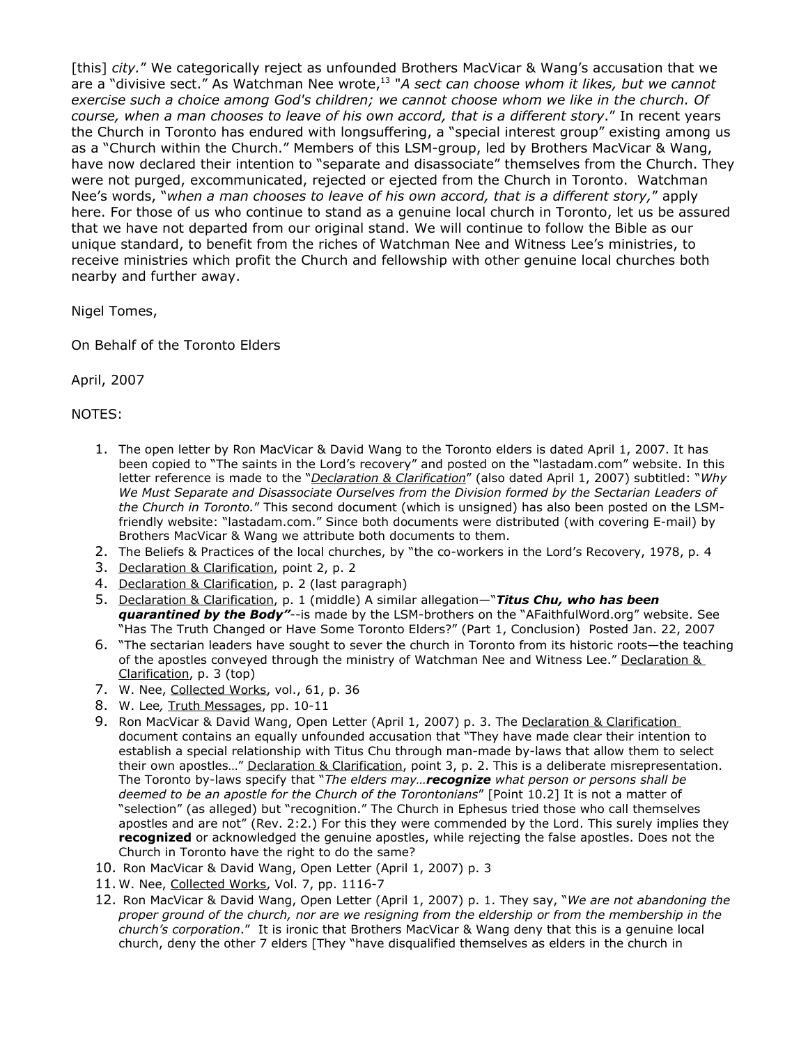[this] *city.*" We categorically reject as unfounded Brothers MacVicar & Wang's accusation that we are a "divisive sect." As Watchman Nee wrote,[13] "*A sect can choose whom it likes, but we cannot exercise such a choice among God's children; we cannot choose whom we like in the church. Of course, when a man chooses to leave of his own accord, that is a different story*." In recent years the Church in Toronto has endured with longsuffering, a "special interest group" existing among us as a "Church within the Church." Members of this LSM-group, led by Brothers MacVicar & Wang, have now declared their intention to "separate and disassociate" themselves from the Church. They were not purged, excommunicated, rejected or ejected from the Church in Toronto. Watchman Nee's words, "*when a man chooses to leave of his own accord, that is a different story,*" apply here. For those of us who continue to stand as a genuine local church in Toronto, let us be assured that we have not departed from our original stand. We will continue to follow the Bible as our unique standard, to benefit from the riches of Watchman Nee and Witness Lee's ministries, to receive ministries which profit the Church and fellowship with other genuine local churches both nearby and further away.

Nigel Tomes,

On Behalf of the Toronto Elders

April, 2007

NOTES:

1. The open letter by Ron MacVicar & David Wang to the Toronto elders is dated April 1, 2007. It has been copied to "The saints in the Lord's recovery" and posted on the "lastadam.com" website. In this letter reference is made to the "*Declaration & Clarification*" (also dated April 1, 2007) subtitled: "*Why We Must Separate and Disassociate Ourselves from the Division formed by the Sectarian Leaders of the Church in Toronto.*" This second document (which is unsigned) has also been posted on the LSM-friendly website: "lastadam.com." Since both documents were distributed (with covering E-mail) by Brothers MacVicar & Wang we attribute both documents to them.
2. The Beliefs & Practices of the local churches, by "the co-workers in the Lord's Recovery, 1978, p. 4
3. Declaration & Clarification, point 2, p. 2
4. Declaration & Clarification, p. 2 (last paragraph)
5. Declaration & Clarification, p. 1 (middle) A similar allegation—"***Titus Chu, who has been quarantined by the Body"***--is made by the LSM-brothers on the "AFaithfulWord.org" website. See "Has The Truth Changed or Have Some Toronto Elders?" (Part 1, Conclusion) Posted Jan. 22, 2007
6. "The sectarian leaders have sought to sever the church in Toronto from its historic roots—the teaching of the apostles conveyed through the ministry of Watchman Nee and Witness Lee." Declaration & Clarification, p. 3 (top)
7. W. Nee, Collected Works, vol., 61, p. 36
8. W. Lee, Truth Messages, pp. 10-11
9. Ron MacVicar & David Wang, Open Letter (April 1, 2007) p. 3. The Declaration & Clarification document contains an equally unfounded accusation that "They have made clear their intention to establish a special relationship with Titus Chu through man-made by-laws that allow them to select their own apostles…" Declaration & Clarification, point 3, p. 2. This is a deliberate misrepresentation. The Toronto by-laws specify that "*The elders may…**recognize** what person or persons shall be deemed to be an apostle for the Church of the Torontonians*" [Point 10.2] It is not a matter of "selection" (as alleged) but "recognition." The Church in Ephesus tried those who call themselves apostles and are not" (Rev. 2:2.) For this they were commended by the Lord. This surely implies they **recognized** or acknowledged the genuine apostles, while rejecting the false apostles. Does not the Church in Toronto have the right to do the same?
10. Ron MacVicar & David Wang, Open Letter (April 1, 2007) p. 3
11. W. Nee, Collected Works, Vol. 7, pp. 1116-7
12. Ron MacVicar & David Wang, Open Letter (April 1, 2007) p. 1. They say, "*We are not abandoning the proper ground of the church, nor are we resigning from the eldership or from the membership in the church's corporation*." It is ironic that Brothers MacVicar & Wang deny that this is a genuine local church, deny the other 7 elders [They "have disqualified themselves as elders in the church in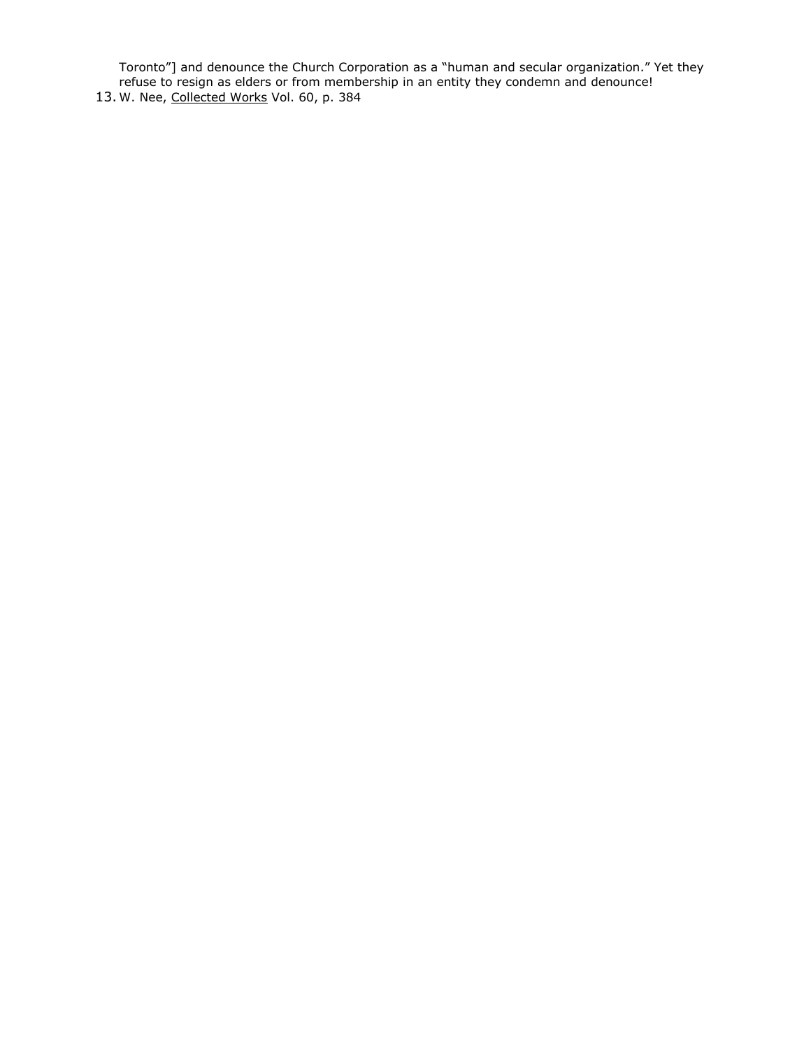Toronto"] and denounce the Church Corporation as a "human and secular organization." Yet they refuse to resign as elders or from membership in an entity they condemn and denounce!

13. W. Nee, Collected Works Vol. 60, p. 384